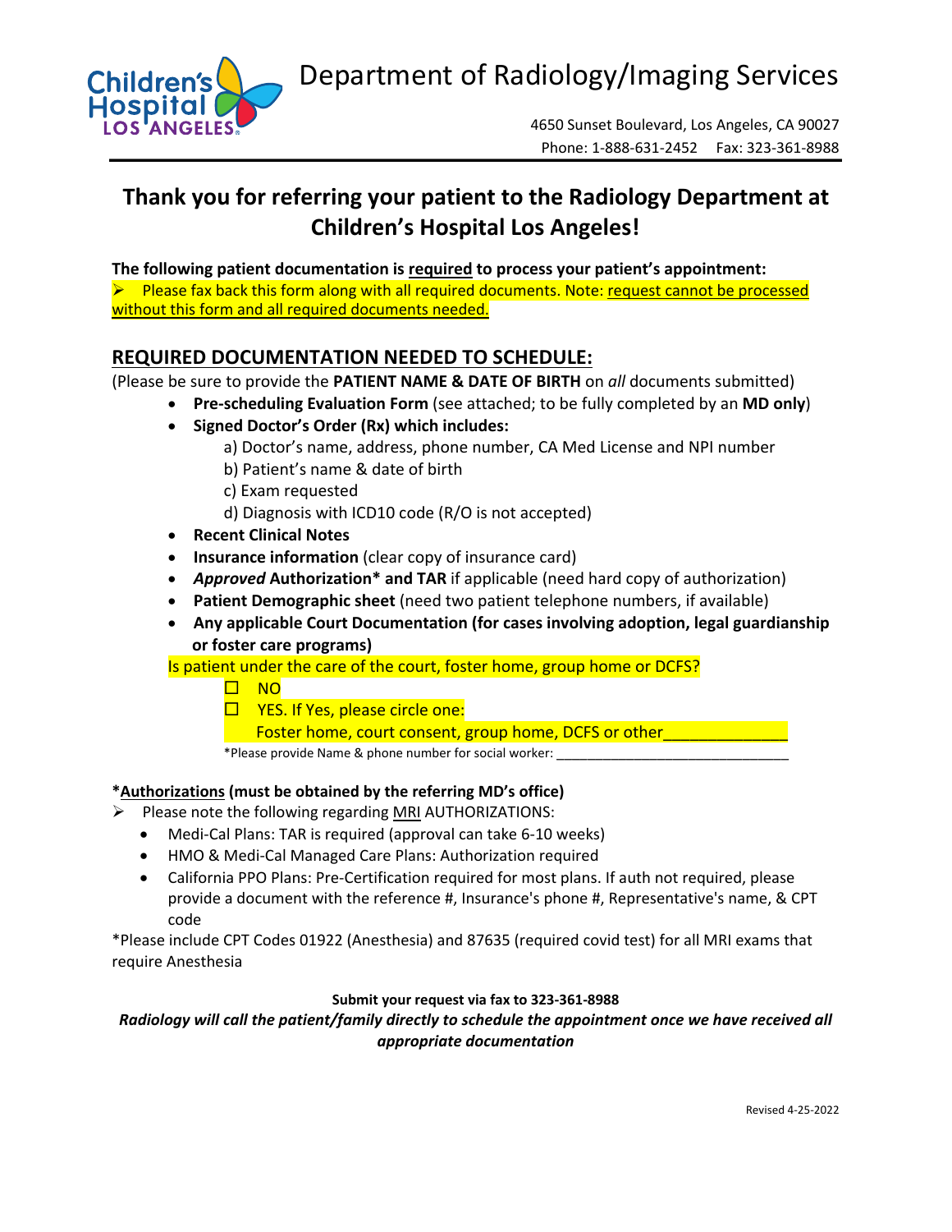# Department of Radiology/Imaging Services

4650 Sunset Boulevard, Los Angeles, CA 90027
Phone: 1-888-631-2452 Fax: 323-361-8988

## Thank you for referring your patient to the Radiology Department at Children's Hospital Los Angeles!

**The following patient documentation is required to process your patient's appointment:**

➢ Please fax back this form along with all required documents. Note: request cannot be processed without this form and all required documents needed.

## REQUIRED DOCUMENTATION NEEDED TO SCHEDULE:

(Please be sure to provide the **PATIENT NAME & DATE OF BIRTH** on *all* documents submitted)

- **Pre-scheduling Evaluation Form** (see attached; to be fully completed by an **MD only**)
- **Signed Doctor's Order (Rx) which includes:**
  - a) Doctor's name, address, phone number, CA Med License and NPI number
  - b) Patient's name & date of birth
  - c) Exam requested
  - d) Diagnosis with ICD10 code (R/O is not accepted)
- **Recent Clinical Notes**
- **Insurance information** (clear copy of insurance card)
- ***Approved* Authorization\* and TAR** if applicable (need hard copy of authorization)
- **Patient Demographic sheet** (need two patient telephone numbers, if available)
- **Any applicable Court Documentation (for cases involving adoption, legal guardianship or foster care programs)**

Is patient under the care of the court, foster home, group home or DCFS?

☐ NO

☐ YES. If Yes, please circle one:

Foster home, court consent, group home, DCFS or other______________

\*Please provide Name & phone number for social worker: ________________________________

**\*Authorizations (must be obtained by the referring MD's office)**

➢ Please note the following regarding MRI AUTHORIZATIONS:

- Medi-Cal Plans: TAR is required (approval can take 6-10 weeks)
- HMO & Medi-Cal Managed Care Plans: Authorization required
- California PPO Plans: Pre-Certification required for most plans. If auth not required, please provide a document with the reference #, Insurance's phone #, Representative's name, & CPT code

\*Please include CPT Codes 01922 (Anesthesia) and 87635 (required covid test) for all MRI exams that require Anesthesia

**Submit your request via fax to 323-361-8988**

***Radiology will call the patient/family directly to schedule the appointment once we have received all appropriate documentation***

Revised 4-25-2022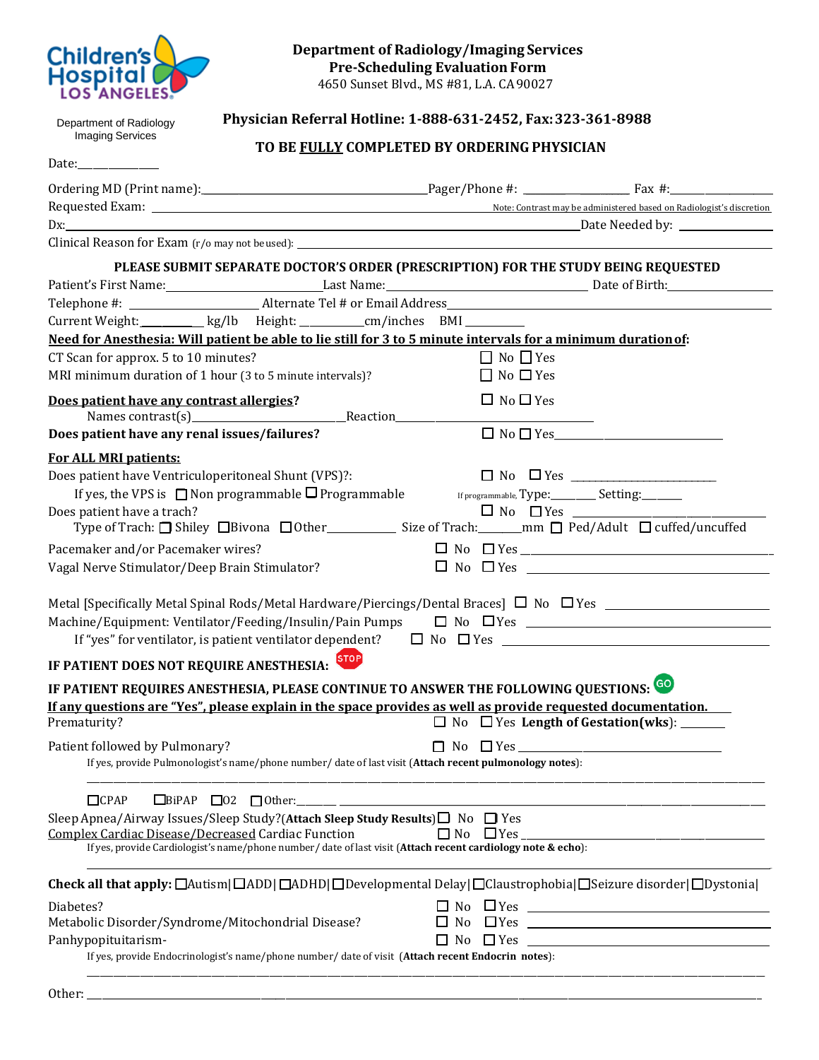Children's Hospital LOS ANGELES

Department of Radiology Imaging Services

**Department of Radiology/Imaging Services**
**Pre-Scheduling Evaluation Form**
4650 Sunset Blvd., MS #81, L.A. CA 90027

**Physician Referral Hotline: 1-888-631-2452, Fax: 323-361-8988**

**TO BE FULLY COMPLETED BY ORDERING PHYSICIAN**

Date:____________

Ordering MD (Print name):______________________________ Pager/Phone #: ______________ Fax #:______________

Requested Exam: ______________________________ Note: Contrast may be administered based on Radiologist's discretion

Dx:______________________________ Date Needed by: ____________

Clinical Reason for Exam (r/o may not be used): ______________________________

**PLEASE SUBMIT SEPARATE DOCTOR'S ORDER (PRESCRIPTION) FOR THE STUDY BEING REQUESTED**

Patient's First Name:____________________ Last Name:______________________ Date of Birth:______________

Telephone #: ______________ Alternate Tel # or Email Address______________________________

Current Weight:__________ kg/lb Height: __________cm/inches BMI ________

**Need for Anesthesia: Will patient be able to lie still for 3 to 5 minute intervals for a minimum duration of:**

CT Scan for approx. 5 to 10 minutes? ☐ No ☐ Yes

MRI minimum duration of 1 hour (3 to 5 minute intervals)? ☐ No ☐ Yes

**Does patient have any contrast allergies?** ☐ No ☐ Yes

Names contrast(s)____________________ Reaction______________________

**Does patient have any renal issues/failures?** ☐ No ☐ Yes______________________

**For ALL MRI patients:**

Does patient have Ventriculoperitoneal Shunt (VPS)?: ☐ No ☐ Yes ______________________

If yes, the VPS is ☐ Non programmable ☐ Programmable If programmable, Type:_______ Setting:_______

Does patient have a trach? ☐ No ☐ Yes ______________________

Type of Trach: ☐ Shiley ☐ Bivona ☐ Other__________ Size of Trach:_______mm ☐ Ped/Adult ☐ cuffed/uncuffed

Pacemaker and/or Pacemaker wires? ☐ No ☐ Yes ______________________

Vagal Nerve Stimulator/Deep Brain Stimulator? ☐ No ☐ Yes ______________________

Metal [Specifically Metal Spinal Rods/Metal Hardware/Piercings/Dental Braces] ☐ No ☐ Yes ______________________

Machine/Equipment: Ventilator/Feeding/Insulin/Pain Pumps ☐ No ☐ Yes ______________________

If "yes" for ventilator, is patient ventilator dependent? ☐ No ☐ Yes ______________________

**IF PATIENT DOES NOT REQUIRE ANESTHESIA:** STOP

**IF PATIENT REQUIRES ANESTHESIA, PLEASE CONTINUE TO ANSWER THE FOLLOWING QUESTIONS:** GO

**If any questions are "Yes", please explain in the space provides as well as provide requested documentation.**

Prematurity? ☐ No ☐ Yes **Length of Gestation (wks):** _______

Patient followed by Pulmonary? ☐ No ☐ Yes ______________________

If yes, provide Pulmonologist's name/phone number/ date of last visit (**Attach recent pulmonology notes**):

______________________________________________________________

☐ CPAP ☐ BiPAP ☐ O2 ☐ Other:______ ______________________________

Sleep Apnea/Airway Issues/Sleep Study? (**Attach Sleep Study Results**) ☐ No ☐ Yes

Complex Cardiac Disease/Decreased Cardiac Function ☐ No ☐ Yes ______________________

If yes, provide Cardiologist's name/phone number/ date of last visit (**Attach recent cardiology note & echo**):

______________________________________________________________

**Check all that apply:** ☐ Autism | ☐ ADD | ☐ ADHD | ☐ Developmental Delay | ☐ Claustrophobia | ☐ Seizure disorder | ☐ Dystonia |

Diabetes? ☐ No ☐ Yes ______________________

Metabolic Disorder/Syndrome/Mitochondrial Disease? ☐ No ☐ Yes ______________________

Panhypopituitarism- ☐ No ☐ Yes ______________________

If yes, provide Endocrinologist's name/phone number/ date of visit (**Attach recent Endocrin notes**):

______________________________________________________________

Other: ______________________________________________________________